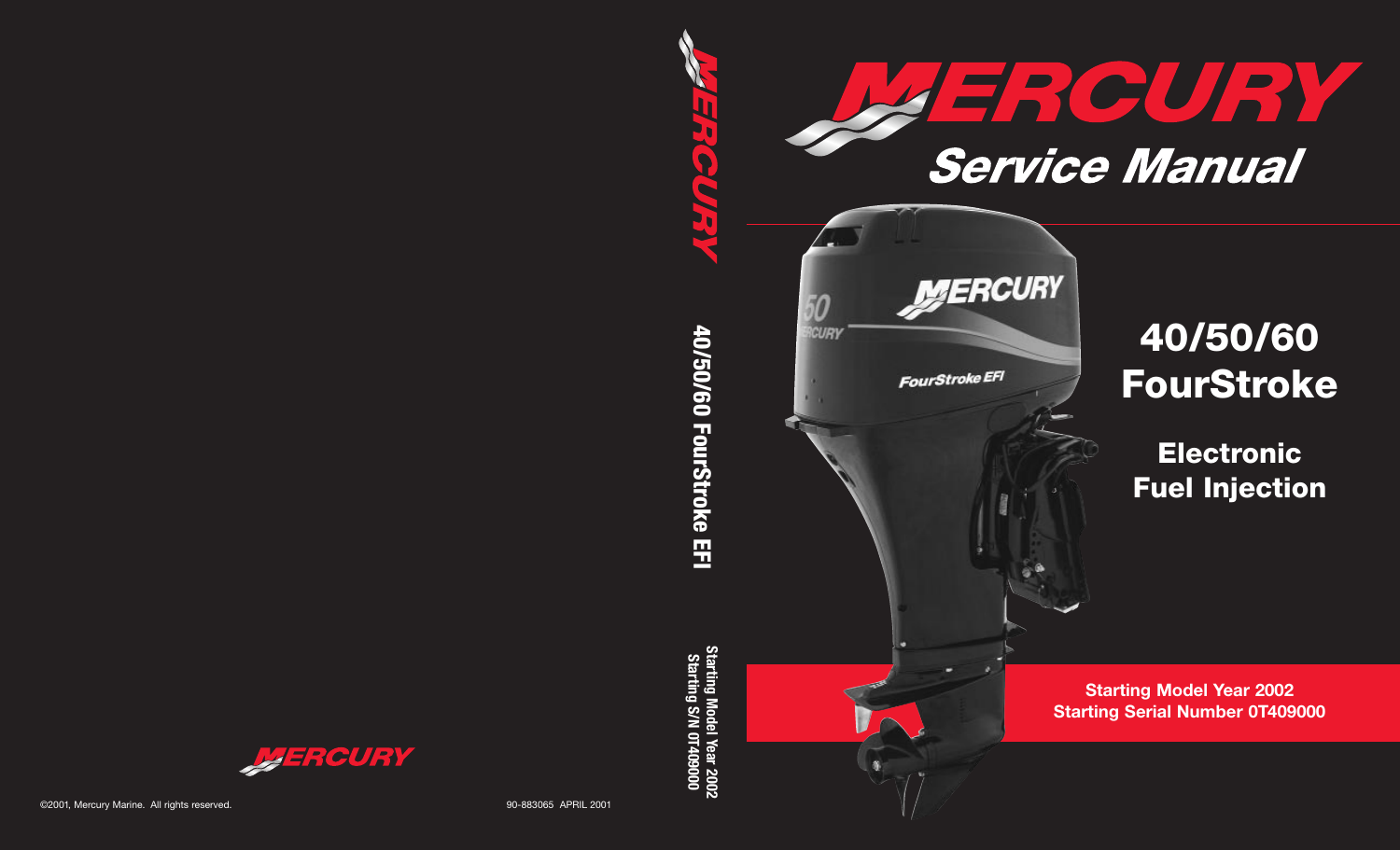# MERCURY

## Service Manual

# 40/50/60 FourStroke

## Electronic Fuel Injection

**Starting Model Year 2002**
**Starting Serial Number 0T409000**

MERCURY

**40/50/60 FourStroke EFI**

**Starting Model Year 2002**
**Starting S/N 0T409000**

MERCURY

©2001, Mercury Marine. All rights reserved.

90-883065 APRIL 2001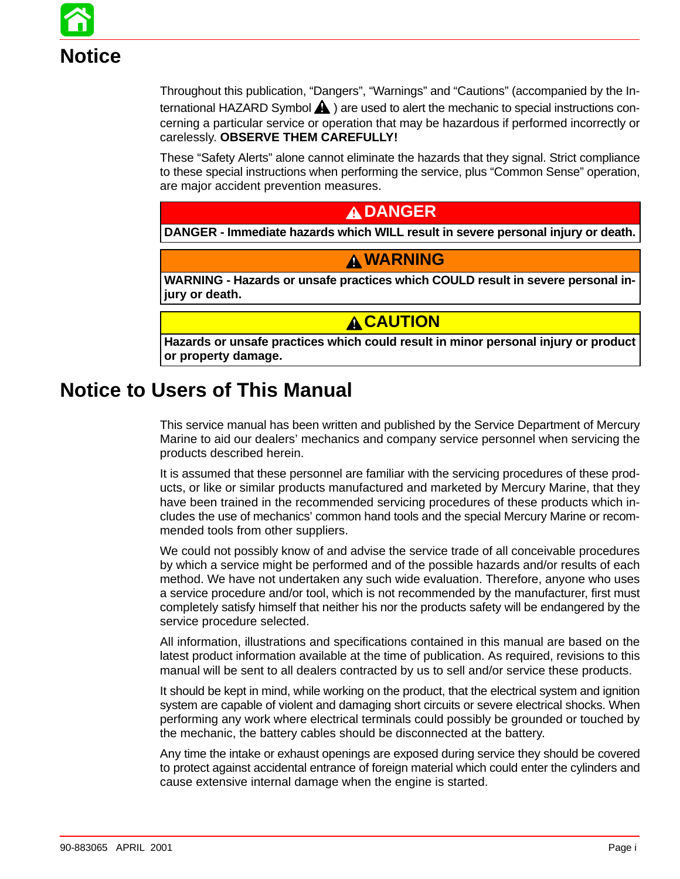# Notice

Throughout this publication, "Dangers", "Warnings" and "Cautions" (accompanied by the International HAZARD Symbol ⚠ ) are used to alert the mechanic to special instructions concerning a particular service or operation that may be hazardous if performed incorrectly or carelessly. **OBSERVE THEM CAREFULLY!**

These "Safety Alerts" alone cannot eliminate the hazards that they signal. Strict compliance to these special instructions when performing the service, plus "Common Sense" operation, are major accident prevention measures.

**⚠ DANGER**

**DANGER - Immediate hazards which WILL result in severe personal injury or death.**

**⚠ WARNING**

**WARNING - Hazards or unsafe practices which COULD result in severe personal injury or death.**

**⚠ CAUTION**

**Hazards or unsafe practices which could result in minor personal injury or product or property damage.**

# Notice to Users of This Manual

This service manual has been written and published by the Service Department of Mercury Marine to aid our dealers' mechanics and company service personnel when servicing the products described herein.

It is assumed that these personnel are familiar with the servicing procedures of these products, or like or similar products manufactured and marketed by Mercury Marine, that they have been trained in the recommended servicing procedures of these products which includes the use of mechanics' common hand tools and the special Mercury Marine or recommended tools from other suppliers.

We could not possibly know of and advise the service trade of all conceivable procedures by which a service might be performed and of the possible hazards and/or results of each method. We have not undertaken any such wide evaluation. Therefore, anyone who uses a service procedure and/or tool, which is not recommended by the manufacturer, first must completely satisfy himself that neither his nor the products safety will be endangered by the service procedure selected.

All information, illustrations and specifications contained in this manual are based on the latest product information available at the time of publication. As required, revisions to this manual will be sent to all dealers contracted by us to sell and/or service these products.

It should be kept in mind, while working on the product, that the electrical system and ignition system are capable of violent and damaging short circuits or severe electrical shocks. When performing any work where electrical terminals could possibly be grounded or touched by the mechanic, the battery cables should be disconnected at the battery.

Any time the intake or exhaust openings are exposed during service they should be covered to protect against accidental entrance of foreign material which could enter the cylinders and cause extensive internal damage when the engine is started.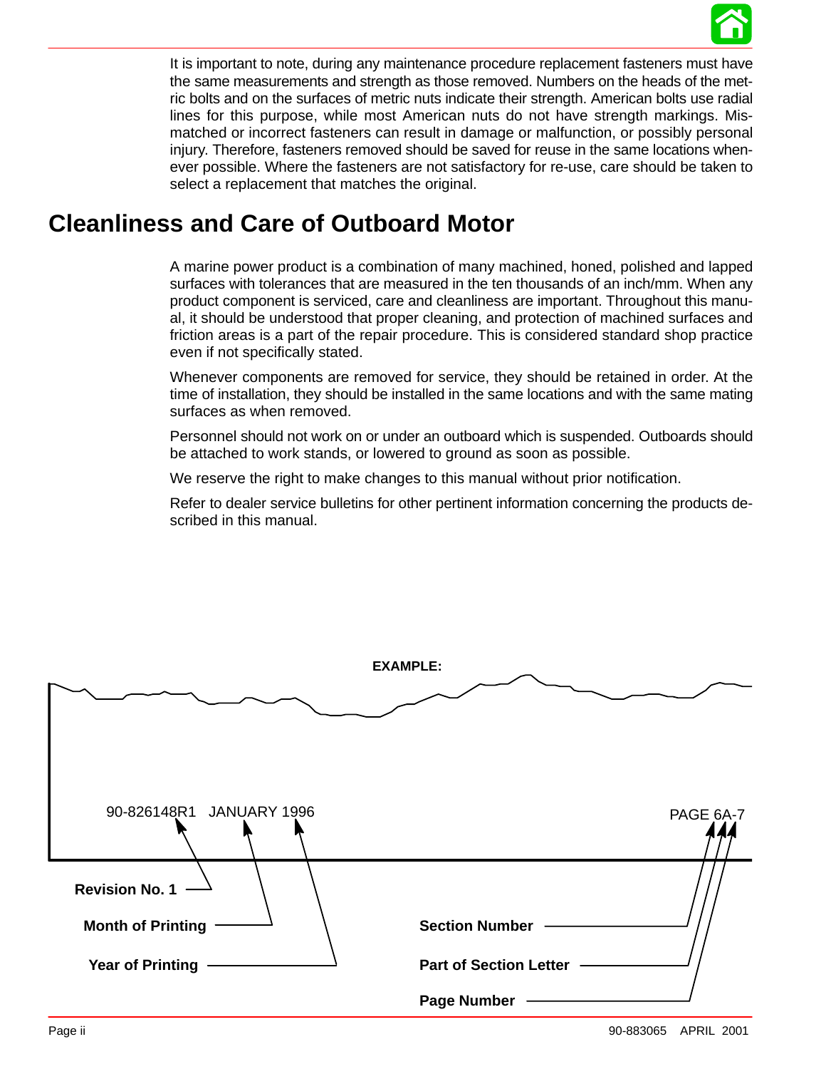It is important to note, during any maintenance procedure replacement fasteners must have the same measurements and strength as those removed. Numbers on the heads of the metric bolts and on the surfaces of metric nuts indicate their strength. American bolts use radial lines for this purpose, while most American nuts do not have strength markings. Mismatched or incorrect fasteners can result in damage or malfunction, or possibly personal injury. Therefore, fasteners removed should be saved for reuse in the same locations whenever possible. Where the fasteners are not satisfactory for re-use, care should be taken to select a replacement that matches the original.

## Cleanliness and Care of Outboard Motor

A marine power product is a combination of many machined, honed, polished and lapped surfaces with tolerances that are measured in the ten thousands of an inch/mm. When any product component is serviced, care and cleanliness are important. Throughout this manual, it should be understood that proper cleaning, and protection of machined surfaces and friction areas is a part of the repair procedure. This is considered standard shop practice even if not specifically stated.

Whenever components are removed for service, they should be retained in order. At the time of installation, they should be installed in the same locations and with the same mating surfaces as when removed.

Personnel should not work on or under an outboard which is suspended. Outboards should be attached to work stands, or lowered to ground as soon as possible.

We reserve the right to make changes to this manual without prior notification.

Refer to dealer service bulletins for other pertinent information concerning the products described in this manual.

**EXAMPLE:**

90-826148R1 JANUARY 1996

PAGE 6A-7

**Revision No. 1**

**Month of Printing**

**Year of Printing**

**Section Number**

**Part of Section Letter**

**Page Number**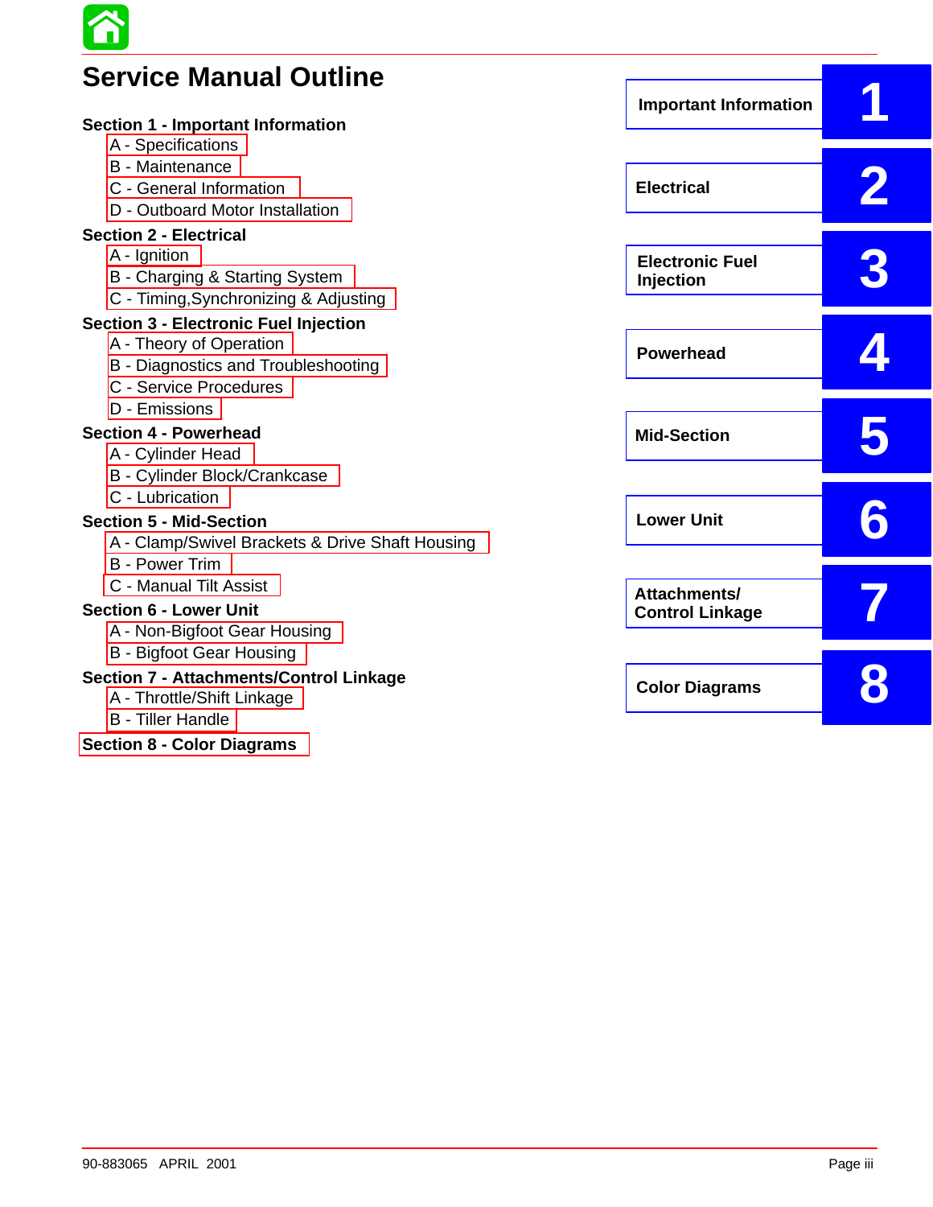# Service Manual Outline

**Section 1 - Important Information**

- A - Specifications
- B - Maintenance
- C - General Information
- D - Outboard Motor Installation

**Section 2 - Electrical**

- A - Ignition
- B - Charging & Starting System
- C - Timing,Synchronizing & Adjusting

**Section 3 - Electronic Fuel Injection**

- A - Theory of Operation
- B - Diagnostics and Troubleshooting
- C - Service Procedures
- D - Emissions

**Section 4 - Powerhead**

- A - Cylinder Head
- B - Cylinder Block/Crankcase
- C - Lubrication

**Section 5 - Mid-Section**

- A - Clamp/Swivel Brackets & Drive Shaft Housing
- B - Power Trim
- C - Manual Tilt Assist

**Section 6 - Lower Unit**

- A - Non-Bigfoot Gear Housing
- B - Bigfoot Gear Housing

**Section 7 - Attachments/Control Linkage**

- A - Throttle/Shift Linkage
- B - Tiller Handle

**Section 8 - Color Diagrams**

| | |
|---|---|
| Important Information | 1 |
| Electrical | 2 |
| Electronic Fuel Injection | 3 |
| Powerhead | 4 |
| Mid-Section | 5 |
| Lower Unit | 6 |
| Attachments/ Control Linkage | 7 |
| Color Diagrams | 8 |

90-883065 APRIL 2001